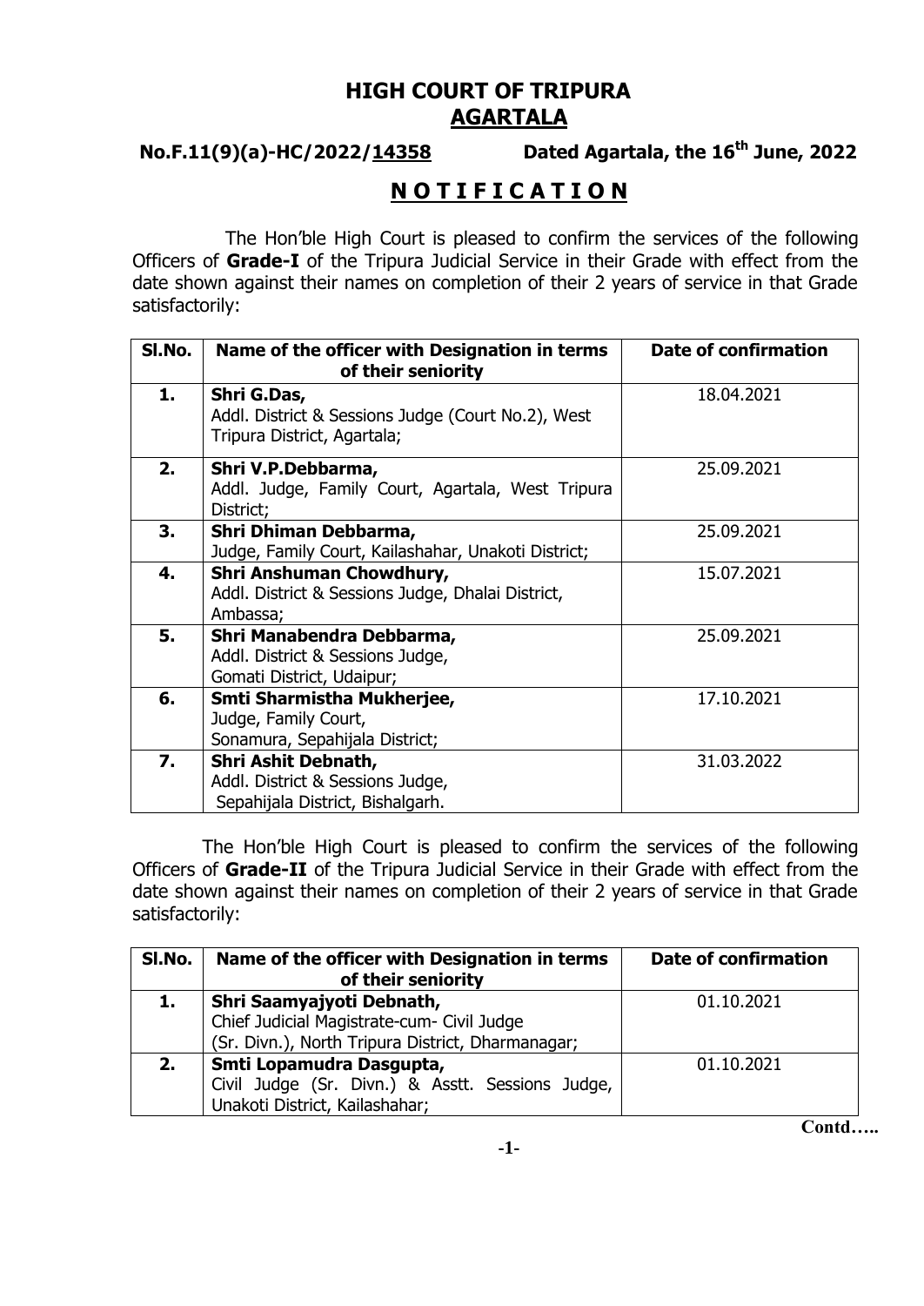# HIGH COURT OF TRIPURA
## AGARTALA

**No.F.11(9)(a)-HC/2022/14358** **Dated Agartala, the 16th June, 2022**

## N O T I F I C A T I O N

The Hon'ble High Court is pleased to confirm the services of the following Officers of **Grade-I** of the Tripura Judicial Service in their Grade with effect from the date shown against their names on completion of their 2 years of service in that Grade satisfactorily:

| Sl.No. | Name of the officer with Designation in terms of their seniority | Date of confirmation |
|---|---|---|
| **1.** | **Shri G.Das,** Addl. District & Sessions Judge (Court No.2), West Tripura District, Agartala; | 18.04.2021 |
| **2.** | **Shri V.P.Debbarma,** Addl. Judge, Family Court, Agartala, West Tripura District; | 25.09.2021 |
| **3.** | **Shri Dhiman Debbarma,** Judge, Family Court, Kailashahar, Unakoti District; | 25.09.2021 |
| **4.** | **Shri Anshuman Chowdhury,** Addl. District & Sessions Judge, Dhalai District, Ambassa; | 15.07.2021 |
| **5.** | **Shri Manabendra Debbarma,** Addl. District & Sessions Judge, Gomati District, Udaipur; | 25.09.2021 |
| **6.** | **Smti Sharmistha Mukherjee,** Judge, Family Court, Sonamura, Sepahijala District; | 17.10.2021 |
| **7.** | **Shri Ashit Debnath,** Addl. District & Sessions Judge, Sepahijala District, Bishalgarh. | 31.03.2022 |

The Hon'ble High Court is pleased to confirm the services of the following Officers of **Grade-II** of the Tripura Judicial Service in their Grade with effect from the date shown against their names on completion of their 2 years of service in that Grade satisfactorily:

| Sl.No. | Name of the officer with Designation in terms of their seniority | Date of confirmation |
|---|---|---|
| **1.** | **Shri Saamyajyoti Debnath,** Chief Judicial Magistrate-cum- Civil Judge (Sr. Divn.), North Tripura District, Dharmanagar; | 01.10.2021 |
| **2.** | **Smti Lopamudra Dasgupta,** Civil Judge (Sr. Divn.) & Asstt. Sessions Judge, Unakoti District, Kailashahar; | 01.10.2021 |

**Contd…..**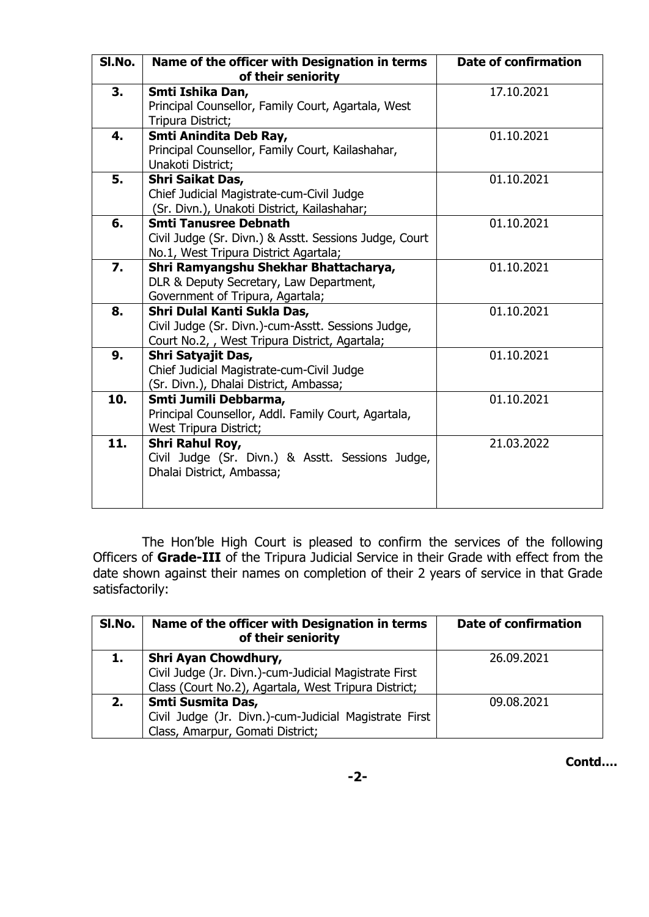| Sl.No. | Name of the officer with Designation in terms of their seniority | Date of confirmation |
|---|---|---|
| **3.** | **Smti Ishika Dan,** Principal Counsellor, Family Court, Agartala, West Tripura District; | 17.10.2021 |
| **4.** | **Smti Anindita Deb Ray,** Principal Counsellor, Family Court, Kailashahar, Unakoti District; | 01.10.2021 |
| **5.** | **Shri Saikat Das,** Chief Judicial Magistrate-cum-Civil Judge (Sr. Divn.), Unakoti District, Kailashahar; | 01.10.2021 |
| **6.** | **Smti Tanusree Debnath** Civil Judge (Sr. Divn.) & Asstt. Sessions Judge, Court No.1, West Tripura District Agartala; | 01.10.2021 |
| **7.** | **Shri Ramyangshu Shekhar Bhattacharya,** DLR & Deputy Secretary, Law Department, Government of Tripura, Agartala; | 01.10.2021 |
| **8.** | **Shri Dulal Kanti Sukla Das,** Civil Judge (Sr. Divn.)-cum-Asstt. Sessions Judge, Court No.2, , West Tripura District, Agartala; | 01.10.2021 |
| **9.** | **Shri Satyajit Das,** Chief Judicial Magistrate-cum-Civil Judge (Sr. Divn.), Dhalai District, Ambassa; | 01.10.2021 |
| **10.** | **Smti Jumili Debbarma,** Principal Counsellor, Addl. Family Court, Agartala, West Tripura District; | 01.10.2021 |
| **11.** | **Shri Rahul Roy,** Civil Judge (Sr. Divn.) & Asstt. Sessions Judge, Dhalai District, Ambassa; | 21.03.2022 |

The Hon'ble High Court is pleased to confirm the services of the following Officers of **Grade-III** of the Tripura Judicial Service in their Grade with effect from the date shown against their names on completion of their 2 years of service in that Grade satisfactorily:

| Sl.No. | Name of the officer with Designation in terms of their seniority | Date of confirmation |
|---|---|---|
| **1.** | **Shri Ayan Chowdhury,** Civil Judge (Jr. Divn.)-cum-Judicial Magistrate First Class (Court No.2), Agartala, West Tripura District; | 26.09.2021 |
| **2.** | **Smti Susmita Das,** Civil Judge (Jr. Divn.)-cum-Judicial Magistrate First Class, Amarpur, Gomati District; | 09.08.2021 |

**Contd….**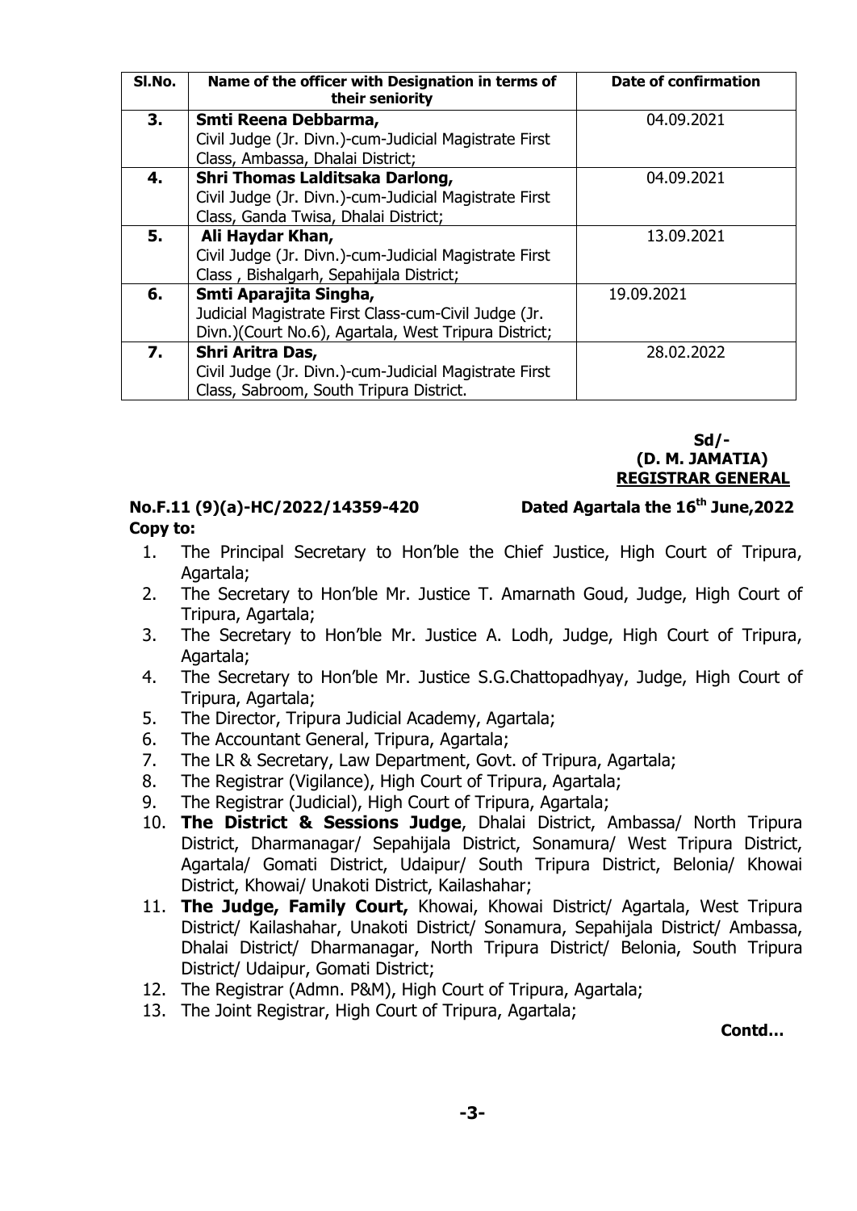| Sl.No. | Name of the officer with Designation in terms of their seniority | Date of confirmation |
|---|---|---|
| **3.** | **Smti Reena Debbarma,** Civil Judge (Jr. Divn.)-cum-Judicial Magistrate First Class, Ambassa, Dhalai District; | 04.09.2021 |
| **4.** | **Shri Thomas Lalditsaka Darlong,** Civil Judge (Jr. Divn.)-cum-Judicial Magistrate First Class, Ganda Twisa, Dhalai District; | 04.09.2021 |
| **5.** | **Ali Haydar Khan,** Civil Judge (Jr. Divn.)-cum-Judicial Magistrate First Class , Bishalgarh, Sepahijala District; | 13.09.2021 |
| **6.** | **Smti Aparajita Singha,** Judicial Magistrate First Class-cum-Civil Judge (Jr. Divn.)(Court No.6), Agartala, West Tripura District; | 19.09.2021 |
| **7.** | **Shri Aritra Das,** Civil Judge (Jr. Divn.)-cum-Judicial Magistrate First Class, Sabroom, South Tripura District. | 28.02.2022 |

**Sd/-**
**(D. M. JAMATIA)**
**REGISTRAR GENERAL**

**No.F.11 (9)(a)-HC/2022/14359-420** **Dated Agartala the 16th June,2022**

**Copy to:**

1. The Principal Secretary to Hon'ble the Chief Justice, High Court of Tripura, Agartala;
2. The Secretary to Hon'ble Mr. Justice T. Amarnath Goud, Judge, High Court of Tripura, Agartala;
3. The Secretary to Hon'ble Mr. Justice A. Lodh, Judge, High Court of Tripura, Agartala;
4. The Secretary to Hon'ble Mr. Justice S.G.Chattopadhyay, Judge, High Court of Tripura, Agartala;
5. The Director, Tripura Judicial Academy, Agartala;
6. The Accountant General, Tripura, Agartala;
7. The LR & Secretary, Law Department, Govt. of Tripura, Agartala;
8. The Registrar (Vigilance), High Court of Tripura, Agartala;
9. The Registrar (Judicial), High Court of Tripura, Agartala;
10. **The District & Sessions Judge**, Dhalai District, Ambassa/ North Tripura District, Dharmanagar/ Sepahijala District, Sonamura/ West Tripura District, Agartala/ Gomati District, Udaipur/ South Tripura District, Belonia/ Khowai District, Khowai/ Unakoti District, Kailashahar;
11. **The Judge, Family Court,** Khowai, Khowai District/ Agartala, West Tripura District/ Kailashahar, Unakoti District/ Sonamura, Sepahijala District/ Ambassa, Dhalai District/ Dharmanagar, North Tripura District/ Belonia, South Tripura District/ Udaipur, Gomati District;
12. The Registrar (Admn. P&M), High Court of Tripura, Agartala;
13. The Joint Registrar, High Court of Tripura, Agartala;

**Contd…**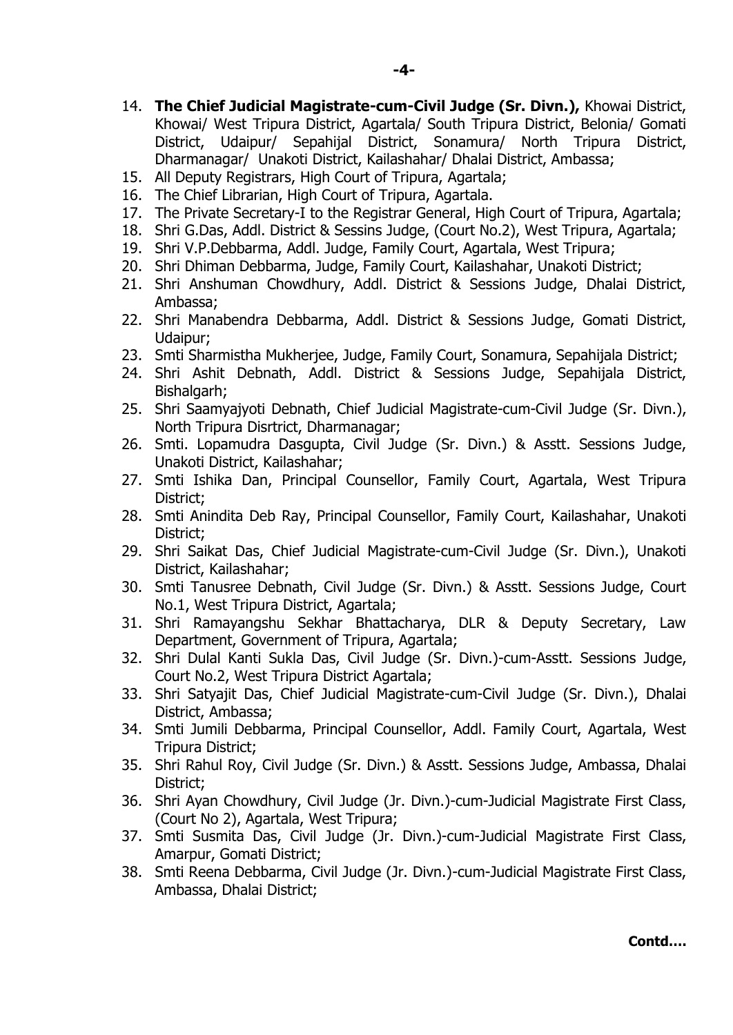14. **The Chief Judicial Magistrate-cum-Civil Judge (Sr. Divn.),** Khowai District, Khowai/ West Tripura District, Agartala/ South Tripura District, Belonia/ Gomati District, Udaipur/ Sepahijal District, Sonamura/ North Tripura District, Dharmanagar/ Unakoti District, Kailashahar/ Dhalai District, Ambassa;
15. All Deputy Registrars, High Court of Tripura, Agartala;
16. The Chief Librarian, High Court of Tripura, Agartala.
17. The Private Secretary-I to the Registrar General, High Court of Tripura, Agartala;
18. Shri G.Das, Addl. District & Sessins Judge, (Court No.2), West Tripura, Agartala;
19. Shri V.P.Debbarma, Addl. Judge, Family Court, Agartala, West Tripura;
20. Shri Dhiman Debbarma, Judge, Family Court, Kailashahar, Unakoti District;
21. Shri Anshuman Chowdhury, Addl. District & Sessions Judge, Dhalai District, Ambassa;
22. Shri Manabendra Debbarma, Addl. District & Sessions Judge, Gomati District, Udaipur;
23. Smti Sharmistha Mukherjee, Judge, Family Court, Sonamura, Sepahijala District;
24. Shri Ashit Debnath, Addl. District & Sessions Judge, Sepahijala District, Bishalgarh;
25. Shri Saamyajyoti Debnath, Chief Judicial Magistrate-cum-Civil Judge (Sr. Divn.), North Tripura Disrtrict, Dharmanagar;
26. Smti. Lopamudra Dasgupta, Civil Judge (Sr. Divn) & Asstt. Sessions Judge, Unakoti District, Kailashahar;
27. Smti Ishika Dan, Principal Counsellor, Family Court, Agartala, West Tripura District;
28. Smti Anindita Deb Ray, Principal Counsellor, Family Court, Kailashahar, Unakoti District;
29. Shri Saikat Das, Chief Judicial Magistrate-cum-Civil Judge (Sr. Divn.), Unakoti District, Kailashahar;
30. Smti Tanusree Debnath, Civil Judge (Sr. Divn.) & Asstt. Sessions Judge, Court No.1, West Tripura District, Agartala;
31. Shri Ramayangshu Sekhar Bhattacharya, DLR & Deputy Secretary, Law Department, Government of Tripura, Agartala;
32. Shri Dulal Kanti Sukla Das, Civil Judge (Sr. Divn.)-cum-Asstt. Sessions Judge, Court No.2, West Tripura District Agartala;
33. Shri Satyajit Das, Chief Judicial Magistrate-cum-Civil Judge (Sr. Divn.), Dhalai District, Ambassa;
34. Smti Jumili Debbarma, Principal Counsellor, Addl. Family Court, Agartala, West Tripura District;
35. Shri Rahul Roy, Civil Judge (Sr. Divn.) & Asstt. Sessions Judge, Ambassa, Dhalai District;
36. Shri Ayan Chowdhury, Civil Judge (Jr. Divn.)-cum-Judicial Magistrate First Class, (Court No 2), Agartala, West Tripura;
37. Smti Susmita Das, Civil Judge (Jr. Divn.)-cum-Judicial Magistrate First Class, Amarpur, Gomati District;
38. Smti Reena Debbarma, Civil Judge (Jr. Divn.)-cum-Judicial Magistrate First Class, Ambassa, Dhalai District;

**Contd….**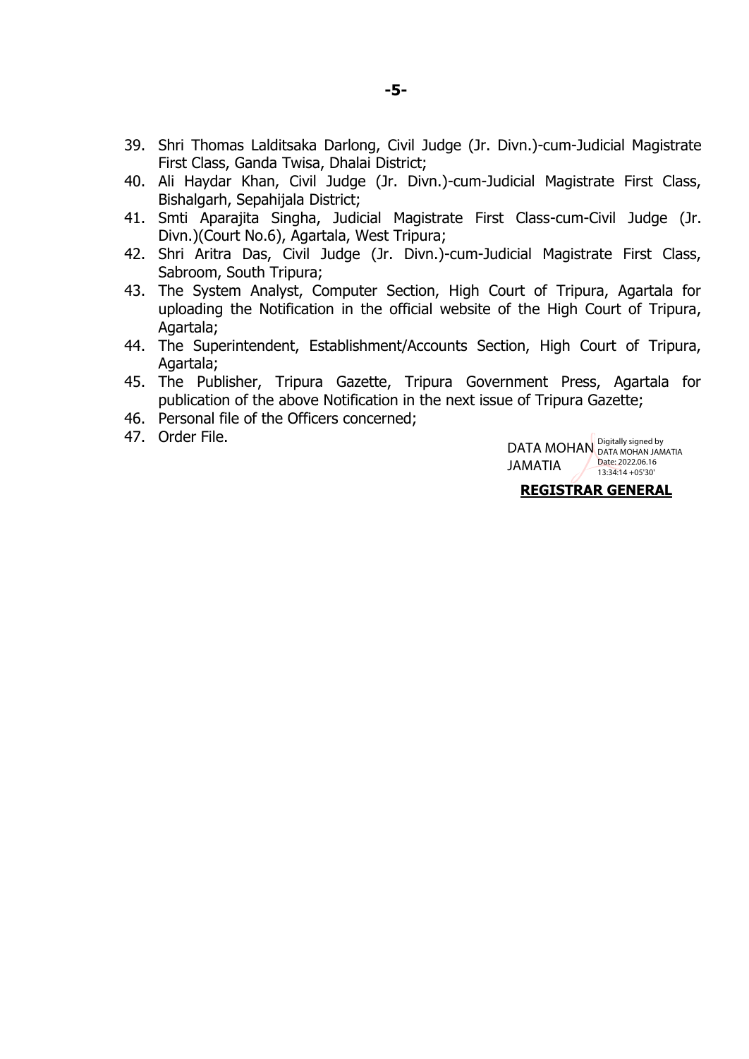39. Shri Thomas Lalditsaka Darlong, Civil Judge (Jr. Divn.)-cum-Judicial Magistrate First Class, Ganda Twisa, Dhalai District;
40. Ali Haydar Khan, Civil Judge (Jr. Divn.)-cum-Judicial Magistrate First Class, Bishalgarh, Sepahijala District;
41. Smti Aparajita Singha, Judicial Magistrate First Class-cum-Civil Judge (Jr. Divn.)(Court No.6), Agartala, West Tripura;
42. Shri Aritra Das, Civil Judge (Jr. Divn.)-cum-Judicial Magistrate First Class, Sabroom, South Tripura;
43. The System Analyst, Computer Section, High Court of Tripura, Agartala for uploading the Notification in the official website of the High Court of Tripura, Agartala;
44. The Superintendent, Establishment/Accounts Section, High Court of Tripura, Agartala;
45. The Publisher, Tripura Gazette, Tripura Government Press, Agartala for publication of the above Notification in the next issue of Tripura Gazette;
46. Personal file of the Officers concerned;
47. Order File.

DATA MOHAN JAMATIA
Digitally signed by DATA MOHAN JAMATIA
Date: 2022.06.16 13:34:14 +05'30'

**REGISTRAR GENERAL**